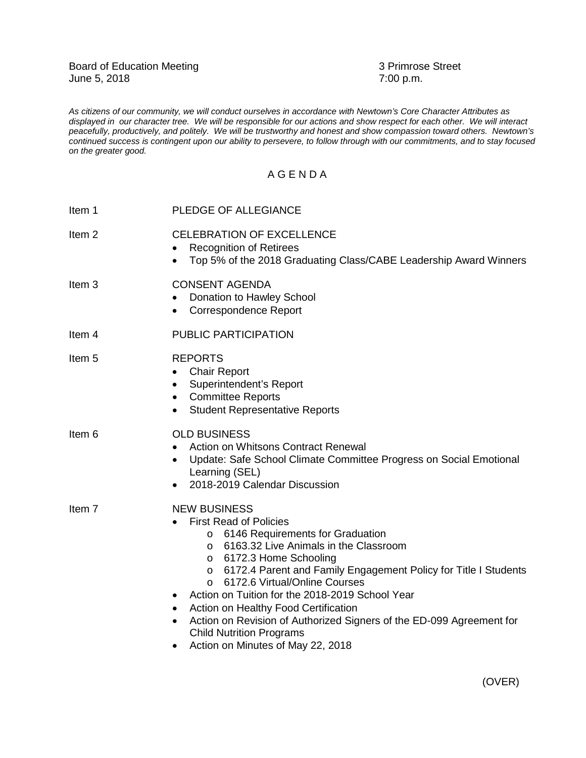Board of Education Meeting
June 5, 2018

3 Primrose Street
7:00 p.m.

*As citizens of our community, we will conduct ourselves in accordance with Newtown's Core Character Attributes as displayed in our character tree. We will be responsible for our actions and show respect for each other. We will interact peacefully, productively, and politely. We will be trustworthy and honest and show compassion toward others. Newtown's continued success is contingent upon our ability to persevere, to follow through with our commitments, and to stay focused on the greater good.*

# A G E N D A

Item 1 PLEDGE OF ALLEGIANCE

Item 2 CELEBRATION OF EXCELLENCE
- Recognition of Retirees
- Top 5% of the 2018 Graduating Class/CABE Leadership Award Winners

Item 3 CONSENT AGENDA
- Donation to Hawley School
- Correspondence Report

Item 4 PUBLIC PARTICIPATION

Item 5 REPORTS
- Chair Report
- Superintendent's Report
- Committee Reports
- Student Representative Reports

Item 6 OLD BUSINESS
- Action on Whitsons Contract Renewal
- Update: Safe School Climate Committee Progress on Social Emotional Learning (SEL)
- 2018-2019 Calendar Discussion

Item 7 NEW BUSINESS
- First Read of Policies
  - 6146 Requirements for Graduation
  - 6163.32 Live Animals in the Classroom
  - 6172.3 Home Schooling
  - 6172.4 Parent and Family Engagement Policy for Title I Students
  - 6172.6 Virtual/Online Courses
- Action on Tuition for the 2018-2019 School Year
- Action on Healthy Food Certification
- Action on Revision of Authorized Signers of the ED-099 Agreement for Child Nutrition Programs
- Action on Minutes of May 22, 2018

(OVER)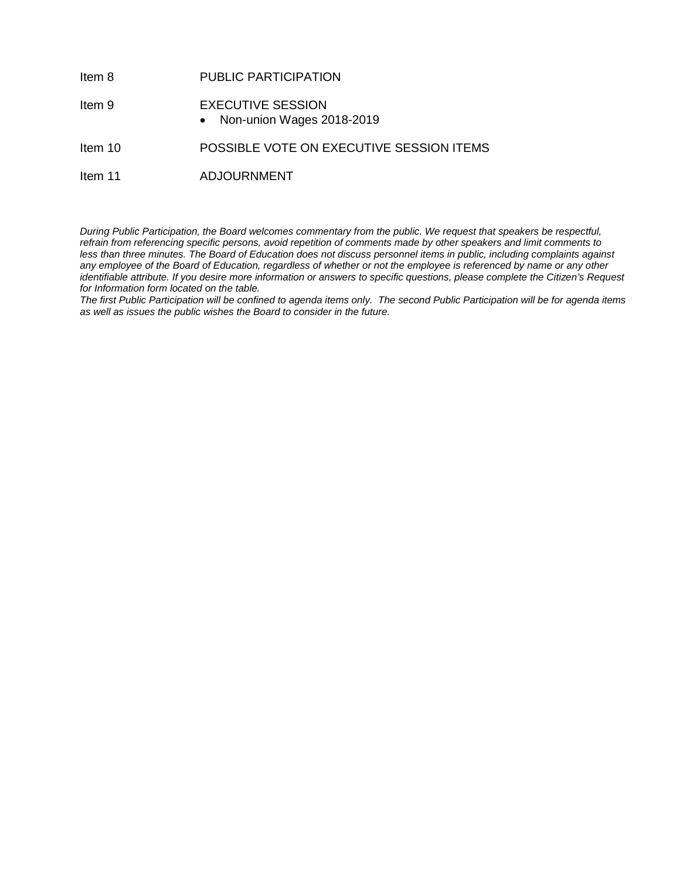Item 8 PUBLIC PARTICIPATION

Item 9 EXECUTIVE SESSION

- Non-union Wages 2018-2019

Item 10 POSSIBLE VOTE ON EXECUTIVE SESSION ITEMS

Item 11 ADJOURNMENT

*During Public Participation, the Board welcomes commentary from the public. We request that speakers be respectful, refrain from referencing specific persons, avoid repetition of comments made by other speakers and limit comments to less than three minutes. The Board of Education does not discuss personnel items in public, including complaints against any employee of the Board of Education, regardless of whether or not the employee is referenced by name or any other identifiable attribute. If you desire more information or answers to specific questions, please complete the Citizen's Request for Information form located on the table.*

*The first Public Participation will be confined to agenda items only. The second Public Participation will be for agenda items as well as issues the public wishes the Board to consider in the future.*